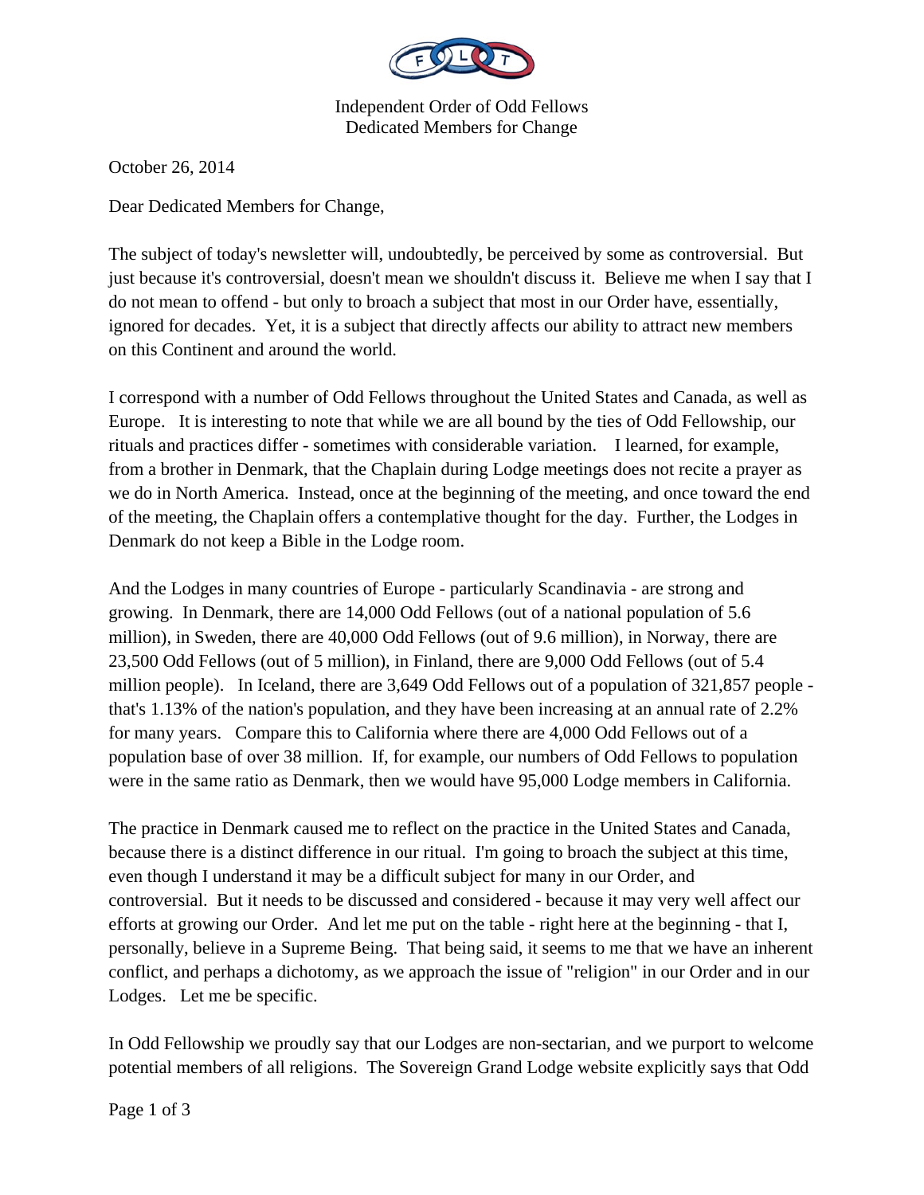Independent Order of Odd Fellows
Dedicated Members for Change

October 26, 2014

Dear Dedicated Members for Change,

The subject of today's newsletter will, undoubtedly, be perceived by some as controversial. But just because it's controversial, doesn't mean we shouldn't discuss it. Believe me when I say that I do not mean to offend - but only to broach a subject that most in our Order have, essentially, ignored for decades. Yet, it is a subject that directly affects our ability to attract new members on this Continent and around the world.

I correspond with a number of Odd Fellows throughout the United States and Canada, as well as Europe. It is interesting to note that while we are all bound by the ties of Odd Fellowship, our rituals and practices differ - sometimes with considerable variation. I learned, for example, from a brother in Denmark, that the Chaplain during Lodge meetings does not recite a prayer as we do in North America. Instead, once at the beginning of the meeting, and once toward the end of the meeting, the Chaplain offers a contemplative thought for the day. Further, the Lodges in Denmark do not keep a Bible in the Lodge room.

And the Lodges in many countries of Europe - particularly Scandinavia - are strong and growing. In Denmark, there are 14,000 Odd Fellows (out of a national population of 5.6 million), in Sweden, there are 40,000 Odd Fellows (out of 9.6 million), in Norway, there are 23,500 Odd Fellows (out of 5 million), in Finland, there are 9,000 Odd Fellows (out of 5.4 million people). In Iceland, there are 3,649 Odd Fellows out of a population of 321,857 people - that's 1.13% of the nation's population, and they have been increasing at an annual rate of 2.2% for many years. Compare this to California where there are 4,000 Odd Fellows out of a population base of over 38 million. If, for example, our numbers of Odd Fellows to population were in the same ratio as Denmark, then we would have 95,000 Lodge members in California.

The practice in Denmark caused me to reflect on the practice in the United States and Canada, because there is a distinct difference in our ritual. I'm going to broach the subject at this time, even though I understand it may be a difficult subject for many in our Order, and controversial. But it needs to be discussed and considered - because it may very well affect our efforts at growing our Order. And let me put on the table - right here at the beginning - that I, personally, believe in a Supreme Being. That being said, it seems to me that we have an inherent conflict, and perhaps a dichotomy, as we approach the issue of "religion" in our Order and in our Lodges. Let me be specific.

In Odd Fellowship we proudly say that our Lodges are non-sectarian, and we purport to welcome potential members of all religions. The Sovereign Grand Lodge website explicitly says that Odd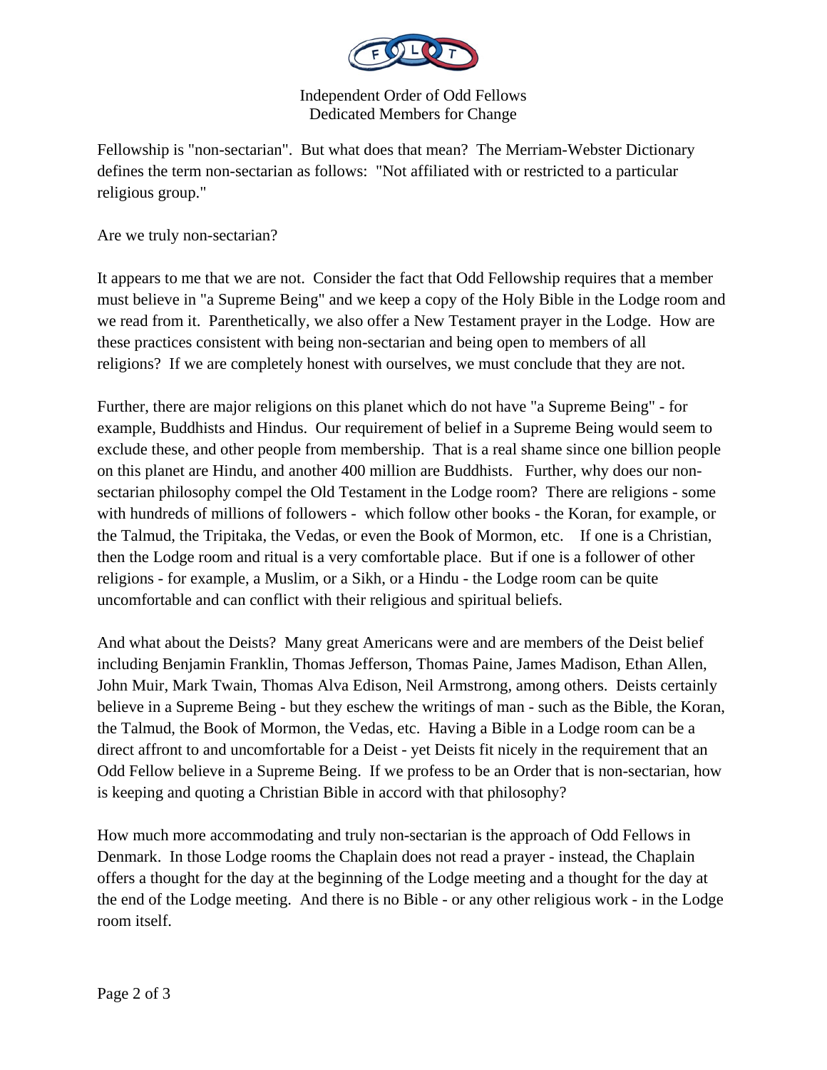Fellowship is "non-sectarian". But what does that mean? The Merriam-Webster Dictionary defines the term non-sectarian as follows: "Not affiliated with or restricted to a particular religious group."

Are we truly non-sectarian?

It appears to me that we are not. Consider the fact that Odd Fellowship requires that a member must believe in "a Supreme Being" and we keep a copy of the Holy Bible in the Lodge room and we read from it. Parenthetically, we also offer a New Testament prayer in the Lodge. How are these practices consistent with being non-sectarian and being open to members of all religions? If we are completely honest with ourselves, we must conclude that they are not.

Further, there are major religions on this planet which do not have "a Supreme Being" - for example, Buddhists and Hindus. Our requirement of belief in a Supreme Being would seem to exclude these, and other people from membership. That is a real shame since one billion people on this planet are Hindu, and another 400 million are Buddhists. Further, why does our non-sectarian philosophy compel the Old Testament in the Lodge room? There are religions - some with hundreds of millions of followers - which follow other books - the Koran, for example, or the Talmud, the Tripitaka, the Vedas, or even the Book of Mormon, etc. If one is a Christian, then the Lodge room and ritual is a very comfortable place. But if one is a follower of other religions - for example, a Muslim, or a Sikh, or a Hindu - the Lodge room can be quite uncomfortable and can conflict with their religious and spiritual beliefs.

And what about the Deists? Many great Americans were and are members of the Deist belief including Benjamin Franklin, Thomas Jefferson, Thomas Paine, James Madison, Ethan Allen, John Muir, Mark Twain, Thomas Alva Edison, Neil Armstrong, among others. Deists certainly believe in a Supreme Being - but they eschew the writings of man - such as the Bible, the Koran, the Talmud, the Book of Mormon, the Vedas, etc. Having a Bible in a Lodge room can be a direct affront to and uncomfortable for a Deist - yet Deists fit nicely in the requirement that an Odd Fellow believe in a Supreme Being. If we profess to be an Order that is non-sectarian, how is keeping and quoting a Christian Bible in accord with that philosophy?

How much more accommodating and truly non-sectarian is the approach of Odd Fellows in Denmark. In those Lodge rooms the Chaplain does not read a prayer - instead, the Chaplain offers a thought for the day at the beginning of the Lodge meeting and a thought for the day at the end of the Lodge meeting. And there is no Bible - or any other religious work - in the Lodge room itself.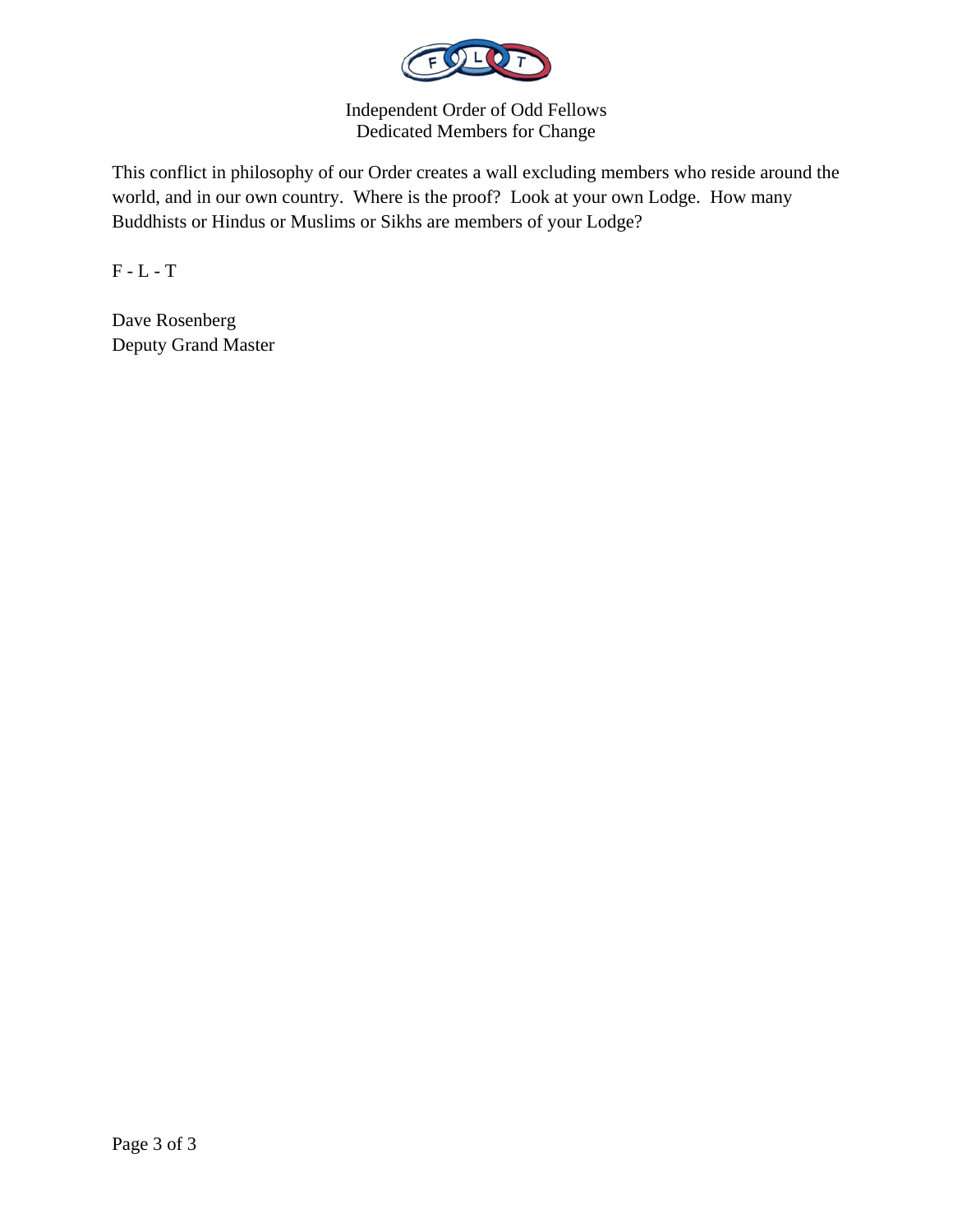Independent Order of Odd Fellows
Dedicated Members for Change

This conflict in philosophy of our Order creates a wall excluding members who reside around the world, and in our own country. Where is the proof? Look at your own Lodge. How many Buddhists or Hindus or Muslims or Sikhs are members of your Lodge?

F - L - T

Dave Rosenberg
Deputy Grand Master